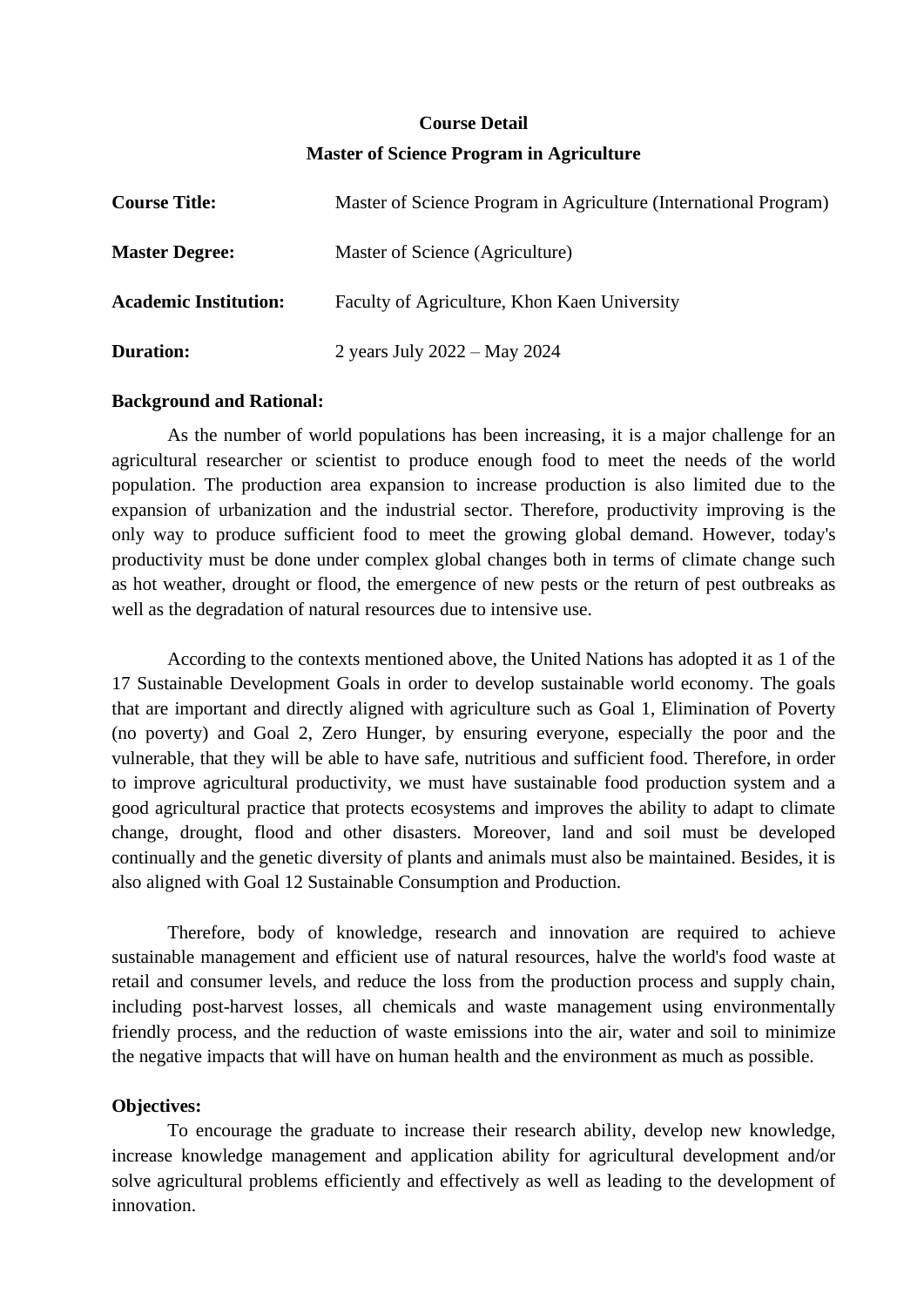# Course Detail

## Master of Science Program in Agriculture

**Course Title:** Master of Science Program in Agriculture (International Program)

**Master Degree:** Master of Science (Agriculture)

**Academic Institution:** Faculty of Agriculture, Khon Kaen University

**Duration:** 2 years July 2022 – May 2024

**Background and Rational:**

As the number of world populations has been increasing, it is a major challenge for an agricultural researcher or scientist to produce enough food to meet the needs of the world population. The production area expansion to increase production is also limited due to the expansion of urbanization and the industrial sector. Therefore, productivity improving is the only way to produce sufficient food to meet the growing global demand. However, today's productivity must be done under complex global changes both in terms of climate change such as hot weather, drought or flood, the emergence of new pests or the return of pest outbreaks as well as the degradation of natural resources due to intensive use.

According to the contexts mentioned above, the United Nations has adopted it as 1 of the 17 Sustainable Development Goals in order to develop sustainable world economy. The goals that are important and directly aligned with agriculture such as Goal 1, Elimination of Poverty (no poverty) and Goal 2, Zero Hunger, by ensuring everyone, especially the poor and the vulnerable, that they will be able to have safe, nutritious and sufficient food. Therefore, in order to improve agricultural productivity, we must have sustainable food production system and a good agricultural practice that protects ecosystems and improves the ability to adapt to climate change, drought, flood and other disasters. Moreover, land and soil must be developed continually and the genetic diversity of plants and animals must also be maintained. Besides, it is also aligned with Goal 12 Sustainable Consumption and Production.

Therefore, body of knowledge, research and innovation are required to achieve sustainable management and efficient use of natural resources, halve the world's food waste at retail and consumer levels, and reduce the loss from the production process and supply chain, including post-harvest losses, all chemicals and waste management using environmentally friendly process, and the reduction of waste emissions into the air, water and soil to minimize the negative impacts that will have on human health and the environment as much as possible.

**Objectives:**

To encourage the graduate to increase their research ability, develop new knowledge, increase knowledge management and application ability for agricultural development and/or solve agricultural problems efficiently and effectively as well as leading to the development of innovation.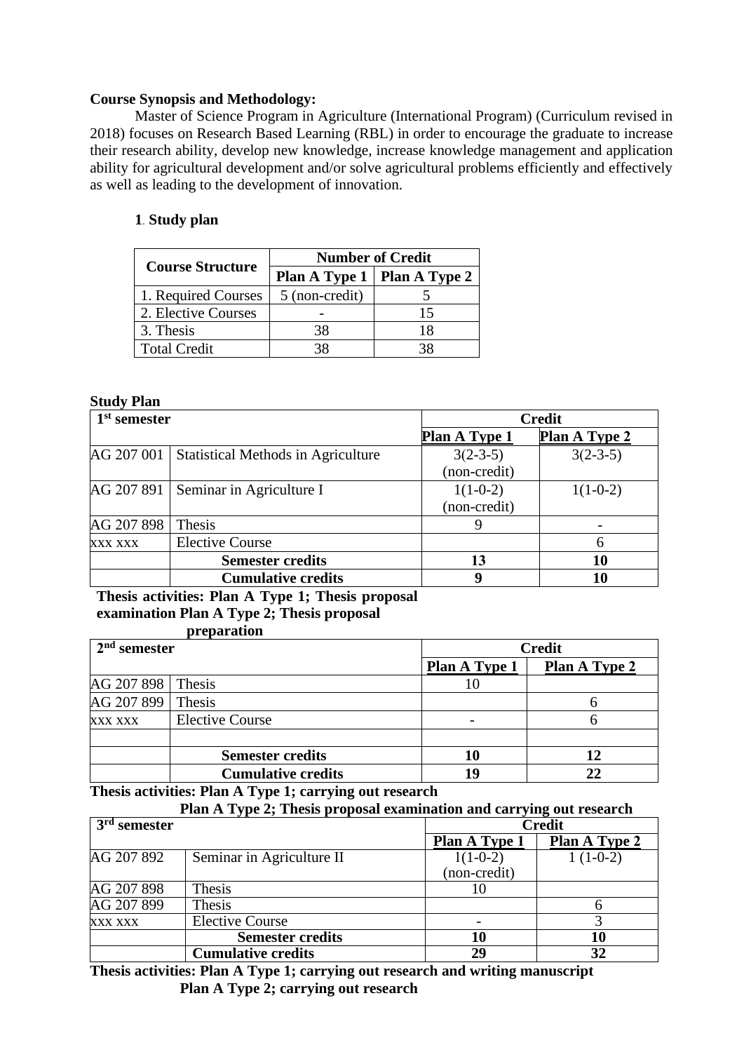**Course Synopsis and Methodology:**

Master of Science Program in Agriculture (International Program) (Curriculum revised in 2018) focuses on Research Based Learning (RBL) in order to encourage the graduate to increase their research ability, develop new knowledge, increase knowledge management and application ability for agricultural development and/or solve agricultural problems efficiently and effectively as well as leading to the development of innovation.

**1. Study plan**

| Course Structure | Number of Credit | |
|---|---|---|
| | Plan A Type 1 | Plan A Type 2 |
| 1. Required Courses | 5 (non-credit) | 5 |
| 2. Elective Courses | - | 15 |
| 3. Thesis | 38 | 18 |
| Total Credit | 38 | 38 |

**Study Plan**

| 1st semester | | Credit | |
|---|---|---|---|
| | | Plan A Type 1 | Plan A Type 2 |
| AG 207 001 | Statistical Methods in Agriculture | 3(2-3-5) (non-credit) | 3(2-3-5) |
| AG 207 891 | Seminar in Agriculture I | 1(1-0-2) (non-credit) | 1(1-0-2) |
| AG 207 898 | Thesis | 9 | - |
| xxx xxx | Elective Course | | 6 |
| | **Semester credits** | **13** | **10** |
| | **Cumulative credits** | **9** | **10** |

**Thesis activities: Plan A Type 1; Thesis proposal examination Plan A Type 2; Thesis proposal preparation**

| 2nd semester | | Credit | |
|---|---|---|---|
| | | Plan A Type 1 | Plan A Type 2 |
| AG 207 898 | Thesis | 10 | |
| AG 207 899 | Thesis | | 6 |
| xxx xxx | Elective Course | - | 6 |
| | | | |
| | **Semester credits** | **10** | **12** |
| | **Cumulative credits** | **19** | **22** |

**Thesis activities: Plan A Type 1; carrying out research**
**Plan A Type 2; Thesis proposal examination and carrying out research**

| 3rd semester | | Credit | |
|---|---|---|---|
| | | Plan A Type 1 | Plan A Type 2 |
| AG 207 892 | Seminar in Agriculture II | 1(1-0-2) (non-credit) | 1 (1-0-2) |
| AG 207 898 | Thesis | 10 | |
| AG 207 899 | Thesis | | 6 |
| xxx xxx | Elective Course | - | 3 |
| | **Semester credits** | **10** | **10** |
| | **Cumulative credits** | **29** | **32** |

**Thesis activities: Plan A Type 1; carrying out research and writing manuscript**
**Plan A Type 2; carrying out research**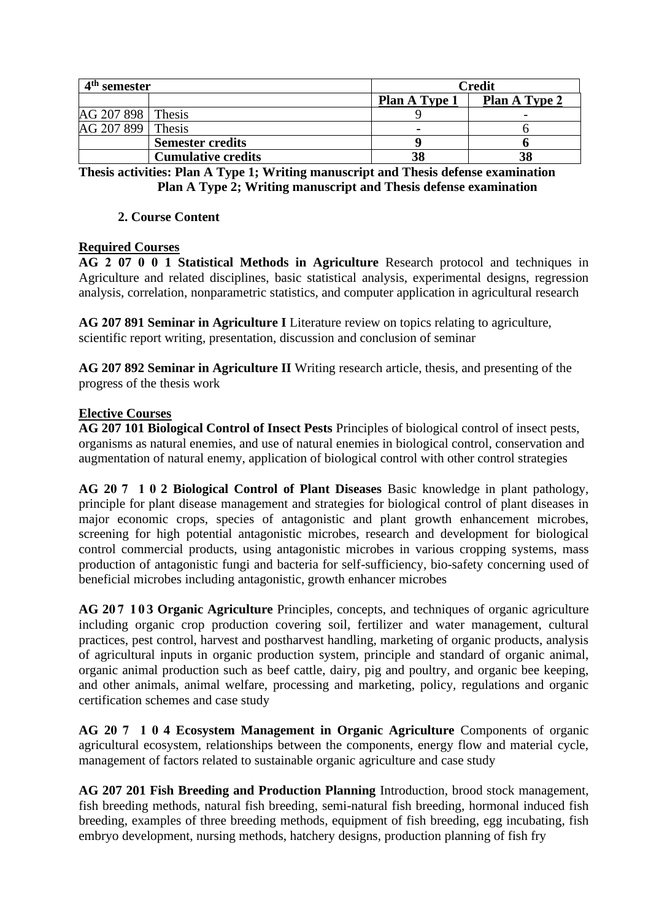| 4th semester | | Credit | |
|---|---|---|---|
| | | **Plan A Type 1** | **Plan A Type 2** |
| AG 207 898 | Thesis | 9 | - |
| AG 207 899 | Thesis | - | 6 |
| | **Semester credits** | **9** | **6** |
| | **Cumulative credits** | **38** | **38** |

**Thesis activities: Plan A Type 1; Writing manuscript and Thesis defense examination**
**Plan A Type 2; Writing manuscript and Thesis defense examination**

**2. Course Content**

**Required Courses**

**AG 2 07 0 0 1 Statistical Methods in Agriculture** Research protocol and techniques in Agriculture and related disciplines, basic statistical analysis, experimental designs, regression analysis, correlation, nonparametric statistics, and computer application in agricultural research

**AG 207 891 Seminar in Agriculture I** Literature review on topics relating to agriculture, scientific report writing, presentation, discussion and conclusion of seminar

**AG 207 892 Seminar in Agriculture II** Writing research article, thesis, and presenting of the progress of the thesis work

**Elective Courses**

**AG 207 101 Biological Control of Insect Pests** Principles of biological control of insect pests, organisms as natural enemies, and use of natural enemies in biological control, conservation and augmentation of natural enemy, application of biological control with other control strategies

**AG 20 7 1 0 2 Biological Control of Plant Diseases** Basic knowledge in plant pathology, principle for plant disease management and strategies for biological control of plant diseases in major economic crops, species of antagonistic and plant growth enhancement microbes, screening for high potential antagonistic microbes, research and development for biological control commercial products, using antagonistic microbes in various cropping systems, mass production of antagonistic fungi and bacteria for self-sufficiency, bio-safety concerning used of beneficial microbes including antagonistic, growth enhancer microbes

**AG 20 7 1 0 3 Organic Agriculture** Principles, concepts, and techniques of organic agriculture including organic crop production covering soil, fertilizer and water management, cultural practices, pest control, harvest and postharvest handling, marketing of organic products, analysis of agricultural inputs in organic production system, principle and standard of organic animal, organic animal production such as beef cattle, dairy, pig and poultry, and organic bee keeping, and other animals, animal welfare, processing and marketing, policy, regulations and organic certification schemes and case study

**AG 20 7 1 0 4 Ecosystem Management in Organic Agriculture** Components of organic agricultural ecosystem, relationships between the components, energy flow and material cycle, management of factors related to sustainable organic agriculture and case study

**AG 207 201 Fish Breeding and Production Planning** Introduction, brood stock management, fish breeding methods, natural fish breeding, semi-natural fish breeding, hormonal induced fish breeding, examples of three breeding methods, equipment of fish breeding, egg incubating, fish embryo development, nursing methods, hatchery designs, production planning of fish fry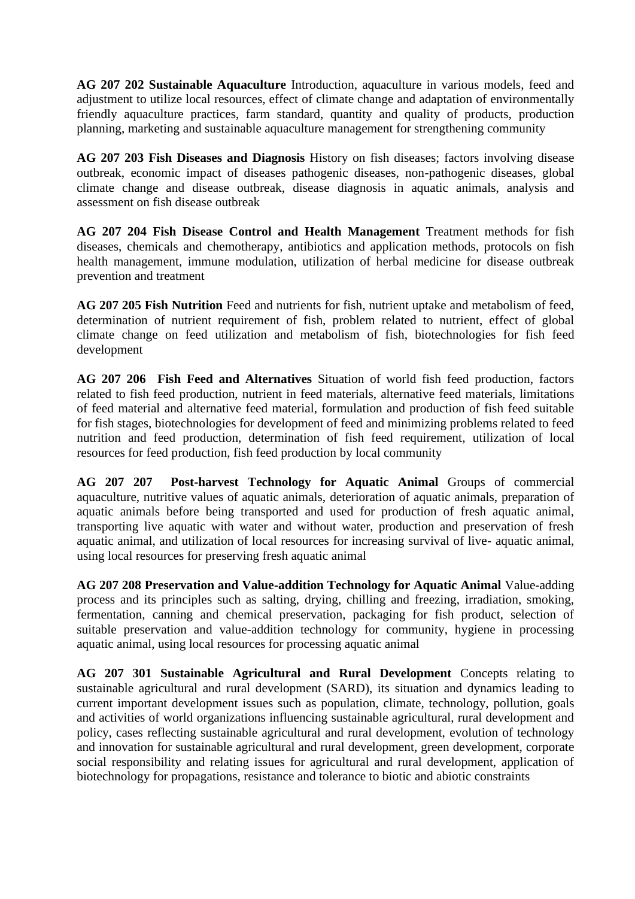**AG 207 202 Sustainable Aquaculture** Introduction, aquaculture in various models, feed and adjustment to utilize local resources, effect of climate change and adaptation of environmentally friendly aquaculture practices, farm standard, quantity and quality of products, production planning, marketing and sustainable aquaculture management for strengthening community

**AG 207 203 Fish Diseases and Diagnosis** History on fish diseases; factors involving disease outbreak, economic impact of diseases pathogenic diseases, non-pathogenic diseases, global climate change and disease outbreak, disease diagnosis in aquatic animals, analysis and assessment on fish disease outbreak

**AG 207 204 Fish Disease Control and Health Management** Treatment methods for fish diseases, chemicals and chemotherapy, antibiotics and application methods, protocols on fish health management, immune modulation, utilization of herbal medicine for disease outbreak prevention and treatment

**AG 207 205 Fish Nutrition** Feed and nutrients for fish, nutrient uptake and metabolism of feed, determination of nutrient requirement of fish, problem related to nutrient, effect of global climate change on feed utilization and metabolism of fish, biotechnologies for fish feed development

**AG 207 206 Fish Feed and Alternatives** Situation of world fish feed production, factors related to fish feed production, nutrient in feed materials, alternative feed materials, limitations of feed material and alternative feed material, formulation and production of fish feed suitable for fish stages, biotechnologies for development of feed and minimizing problems related to feed nutrition and feed production, determination of fish feed requirement, utilization of local resources for feed production, fish feed production by local community

**AG 207 207 Post-harvest Technology for Aquatic Animal** Groups of commercial aquaculture, nutritive values of aquatic animals, deterioration of aquatic animals, preparation of aquatic animals before being transported and used for production of fresh aquatic animal, transporting live aquatic with water and without water, production and preservation of fresh aquatic animal, and utilization of local resources for increasing survival of live- aquatic animal, using local resources for preserving fresh aquatic animal

**AG 207 208 Preservation and Value-addition Technology for Aquatic Animal** Value-adding process and its principles such as salting, drying, chilling and freezing, irradiation, smoking, fermentation, canning and chemical preservation, packaging for fish product, selection of suitable preservation and value-addition technology for community, hygiene in processing aquatic animal, using local resources for processing aquatic animal

**AG 207 301 Sustainable Agricultural and Rural Development** Concepts relating to sustainable agricultural and rural development (SARD), its situation and dynamics leading to current important development issues such as population, climate, technology, pollution, goals and activities of world organizations influencing sustainable agricultural, rural development and policy, cases reflecting sustainable agricultural and rural development, evolution of technology and innovation for sustainable agricultural and rural development, green development, corporate social responsibility and relating issues for agricultural and rural development, application of biotechnology for propagations, resistance and tolerance to biotic and abiotic constraints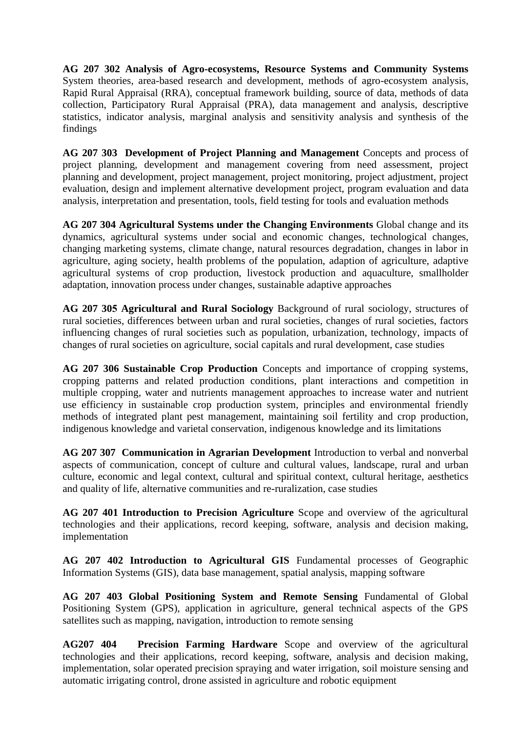**AG 207 302 Analysis of Agro-ecosystems, Resource Systems and Community Systems** System theories, area-based research and development, methods of agro-ecosystem analysis, Rapid Rural Appraisal (RRA), conceptual framework building, source of data, methods of data collection, Participatory Rural Appraisal (PRA), data management and analysis, descriptive statistics, indicator analysis, marginal analysis and sensitivity analysis and synthesis of the findings

**AG 207 303 Development of Project Planning and Management** Concepts and process of project planning, development and management covering from need assessment, project planning and development, project management, project monitoring, project adjustment, project evaluation, design and implement alternative development project, program evaluation and data analysis, interpretation and presentation, tools, field testing for tools and evaluation methods

**AG 207 304 Agricultural Systems under the Changing Environments** Global change and its dynamics, agricultural systems under social and economic changes, technological changes, changing marketing systems, climate change, natural resources degradation, changes in labor in agriculture, aging society, health problems of the population, adaption of agriculture, adaptive agricultural systems of crop production, livestock production and aquaculture, smallholder adaptation, innovation process under changes, sustainable adaptive approaches

**AG 207 305 Agricultural and Rural Sociology** Background of rural sociology, structures of rural societies, differences between urban and rural societies, changes of rural societies, factors influencing changes of rural societies such as population, urbanization, technology, impacts of changes of rural societies on agriculture, social capitals and rural development, case studies

**AG 207 306 Sustainable Crop Production** Concepts and importance of cropping systems, cropping patterns and related production conditions, plant interactions and competition in multiple cropping, water and nutrients management approaches to increase water and nutrient use efficiency in sustainable crop production system, principles and environmental friendly methods of integrated plant pest management, maintaining soil fertility and crop production, indigenous knowledge and varietal conservation, indigenous knowledge and its limitations

**AG 207 307 Communication in Agrarian Development** Introduction to verbal and nonverbal aspects of communication, concept of culture and cultural values, landscape, rural and urban culture, economic and legal context, cultural and spiritual context, cultural heritage, aesthetics and quality of life, alternative communities and re-ruralization, case studies

**AG 207 401 Introduction to Precision Agriculture** Scope and overview of the agricultural technologies and their applications, record keeping, software, analysis and decision making, implementation

**AG 207 402 Introduction to Agricultural GIS** Fundamental processes of Geographic Information Systems (GIS), data base management, spatial analysis, mapping software

**AG 207 403 Global Positioning System and Remote Sensing** Fundamental of Global Positioning System (GPS), application in agriculture, general technical aspects of the GPS satellites such as mapping, navigation, introduction to remote sensing

**AG207 404 Precision Farming Hardware** Scope and overview of the agricultural technologies and their applications, record keeping, software, analysis and decision making, implementation, solar operated precision spraying and water irrigation, soil moisture sensing and automatic irrigating control, drone assisted in agriculture and robotic equipment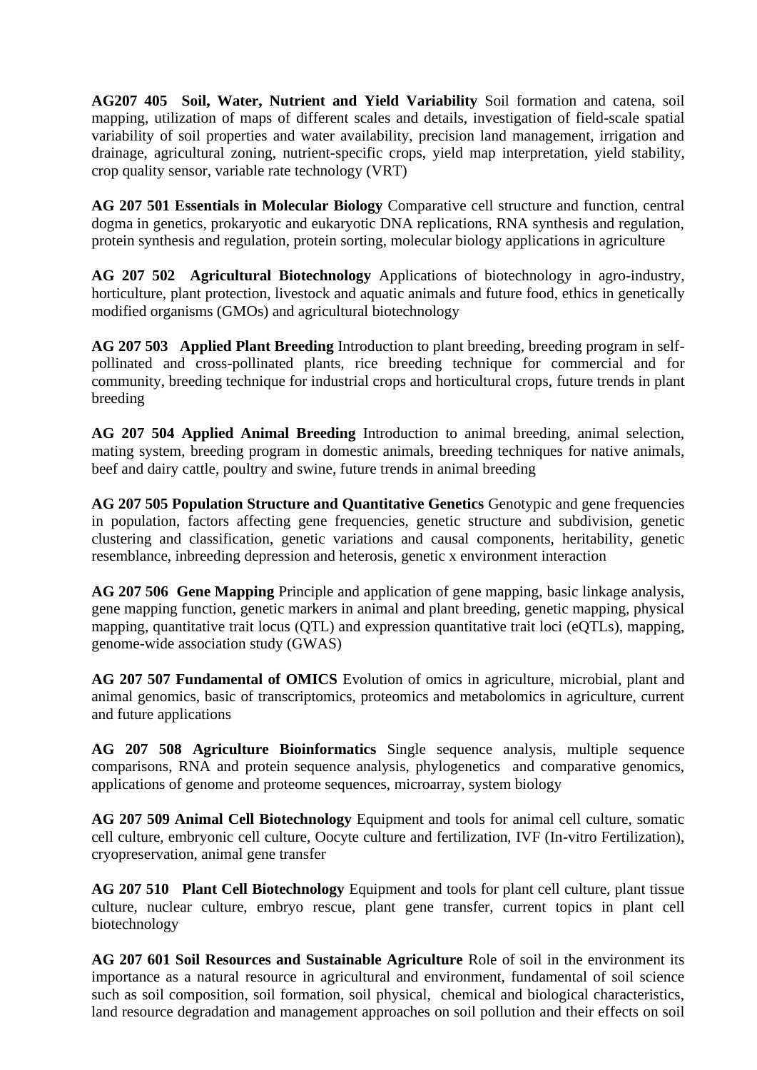**AG207 405 Soil, Water, Nutrient and Yield Variability** Soil formation and catena, soil mapping, utilization of maps of different scales and details, investigation of field-scale spatial variability of soil properties and water availability, precision land management, irrigation and drainage, agricultural zoning, nutrient-specific crops, yield map interpretation, yield stability, crop quality sensor, variable rate technology (VRT)

**AG 207 501 Essentials in Molecular Biology** Comparative cell structure and function, central dogma in genetics, prokaryotic and eukaryotic DNA replications, RNA synthesis and regulation, protein synthesis and regulation, protein sorting, molecular biology applications in agriculture

**AG 207 502 Agricultural Biotechnology** Applications of biotechnology in agro-industry, horticulture, plant protection, livestock and aquatic animals and future food, ethics in genetically modified organisms (GMOs) and agricultural biotechnology

**AG 207 503 Applied Plant Breeding** Introduction to plant breeding, breeding program in self-pollinated and cross-pollinated plants, rice breeding technique for commercial and for community, breeding technique for industrial crops and horticultural crops, future trends in plant breeding

**AG 207 504 Applied Animal Breeding** Introduction to animal breeding, animal selection, mating system, breeding program in domestic animals, breeding techniques for native animals, beef and dairy cattle, poultry and swine, future trends in animal breeding

**AG 207 505 Population Structure and Quantitative Genetics** Genotypic and gene frequencies in population, factors affecting gene frequencies, genetic structure and subdivision, genetic clustering and classification, genetic variations and causal components, heritability, genetic resemblance, inbreeding depression and heterosis, genetic x environment interaction

**AG 207 506 Gene Mapping** Principle and application of gene mapping, basic linkage analysis, gene mapping function, genetic markers in animal and plant breeding, genetic mapping, physical mapping, quantitative trait locus (QTL) and expression quantitative trait loci (eQTLs), mapping, genome-wide association study (GWAS)

**AG 207 507 Fundamental of OMICS** Evolution of omics in agriculture, microbial, plant and animal genomics, basic of transcriptomics, proteomics and metabolomics in agriculture, current and future applications

**AG 207 508 Agriculture Bioinformatics** Single sequence analysis, multiple sequence comparisons, RNA and protein sequence analysis, phylogenetics and comparative genomics, applications of genome and proteome sequences, microarray, system biology

**AG 207 509 Animal Cell Biotechnology** Equipment and tools for animal cell culture, somatic cell culture, embryonic cell culture, Oocyte culture and fertilization, IVF (In-vitro Fertilization), cryopreservation, animal gene transfer

**AG 207 510 Plant Cell Biotechnology** Equipment and tools for plant cell culture, plant tissue culture, nuclear culture, embryo rescue, plant gene transfer, current topics in plant cell biotechnology

**AG 207 601 Soil Resources and Sustainable Agriculture** Role of soil in the environment its importance as a natural resource in agricultural and environment, fundamental of soil science such as soil composition, soil formation, soil physical, chemical and biological characteristics, land resource degradation and management approaches on soil pollution and their effects on soil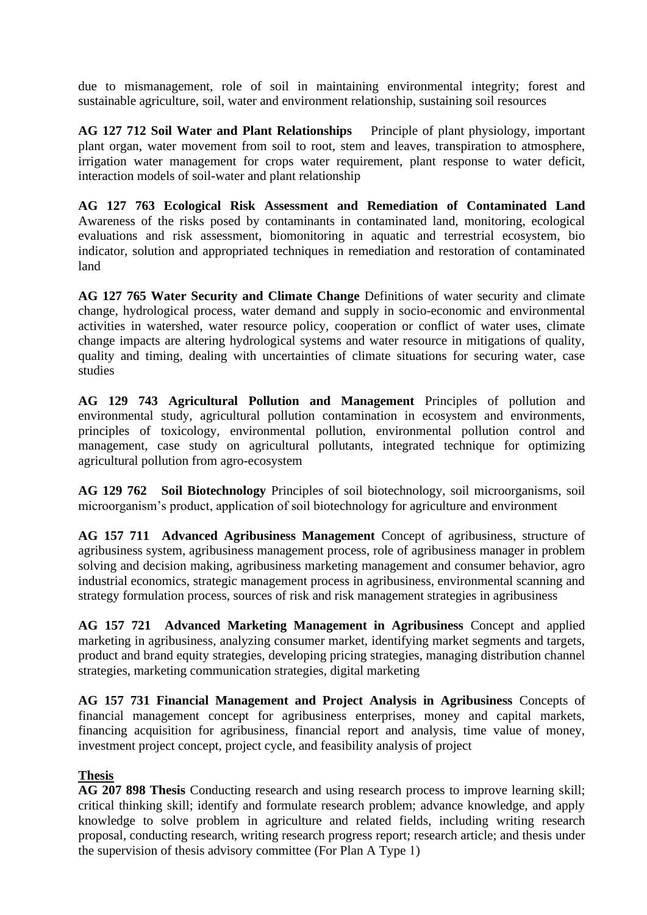due to mismanagement, role of soil in maintaining environmental integrity; forest and sustainable agriculture, soil, water and environment relationship, sustaining soil resources

**AG 127 712 Soil Water and Plant Relationships** Principle of plant physiology, important plant organ, water movement from soil to root, stem and leaves, transpiration to atmosphere, irrigation water management for crops water requirement, plant response to water deficit, interaction models of soil-water and plant relationship

**AG 127 763 Ecological Risk Assessment and Remediation of Contaminated Land** Awareness of the risks posed by contaminants in contaminated land, monitoring, ecological evaluations and risk assessment, biomonitoring in aquatic and terrestrial ecosystem, bio indicator, solution and appropriated techniques in remediation and restoration of contaminated land

**AG 127 765 Water Security and Climate Change** Definitions of water security and climate change, hydrological process, water demand and supply in socio-economic and environmental activities in watershed, water resource policy, cooperation or conflict of water uses, climate change impacts are altering hydrological systems and water resource in mitigations of quality, quality and timing, dealing with uncertainties of climate situations for securing water, case studies

**AG 129 743 Agricultural Pollution and Management** Principles of pollution and environmental study, agricultural pollution contamination in ecosystem and environments, principles of toxicology, environmental pollution, environmental pollution control and management, case study on agricultural pollutants, integrated technique for optimizing agricultural pollution from agro-ecosystem

**AG 129 762 Soil Biotechnology** Principles of soil biotechnology, soil microorganisms, soil microorganism's product, application of soil biotechnology for agriculture and environment

**AG 157 711 Advanced Agribusiness Management** Concept of agribusiness, structure of agribusiness system, agribusiness management process, role of agribusiness manager in problem solving and decision making, agribusiness marketing management and consumer behavior, agro industrial economics, strategic management process in agribusiness, environmental scanning and strategy formulation process, sources of risk and risk management strategies in agribusiness

**AG 157 721 Advanced Marketing Management in Agribusiness** Concept and applied marketing in agribusiness, analyzing consumer market, identifying market segments and targets, product and brand equity strategies, developing pricing strategies, managing distribution channel strategies, marketing communication strategies, digital marketing

**AG 157 731 Financial Management and Project Analysis in Agribusiness** Concepts of financial management concept for agribusiness enterprises, money and capital markets, financing acquisition for agribusiness, financial report and analysis, time value of money, investment project concept, project cycle, and feasibility analysis of project

**Thesis**

**AG 207 898 Thesis** Conducting research and using research process to improve learning skill; critical thinking skill; identify and formulate research problem; advance knowledge, and apply knowledge to solve problem in agriculture and related fields, including writing research proposal, conducting research, writing research progress report; research article; and thesis under the supervision of thesis advisory committee (For Plan A Type 1)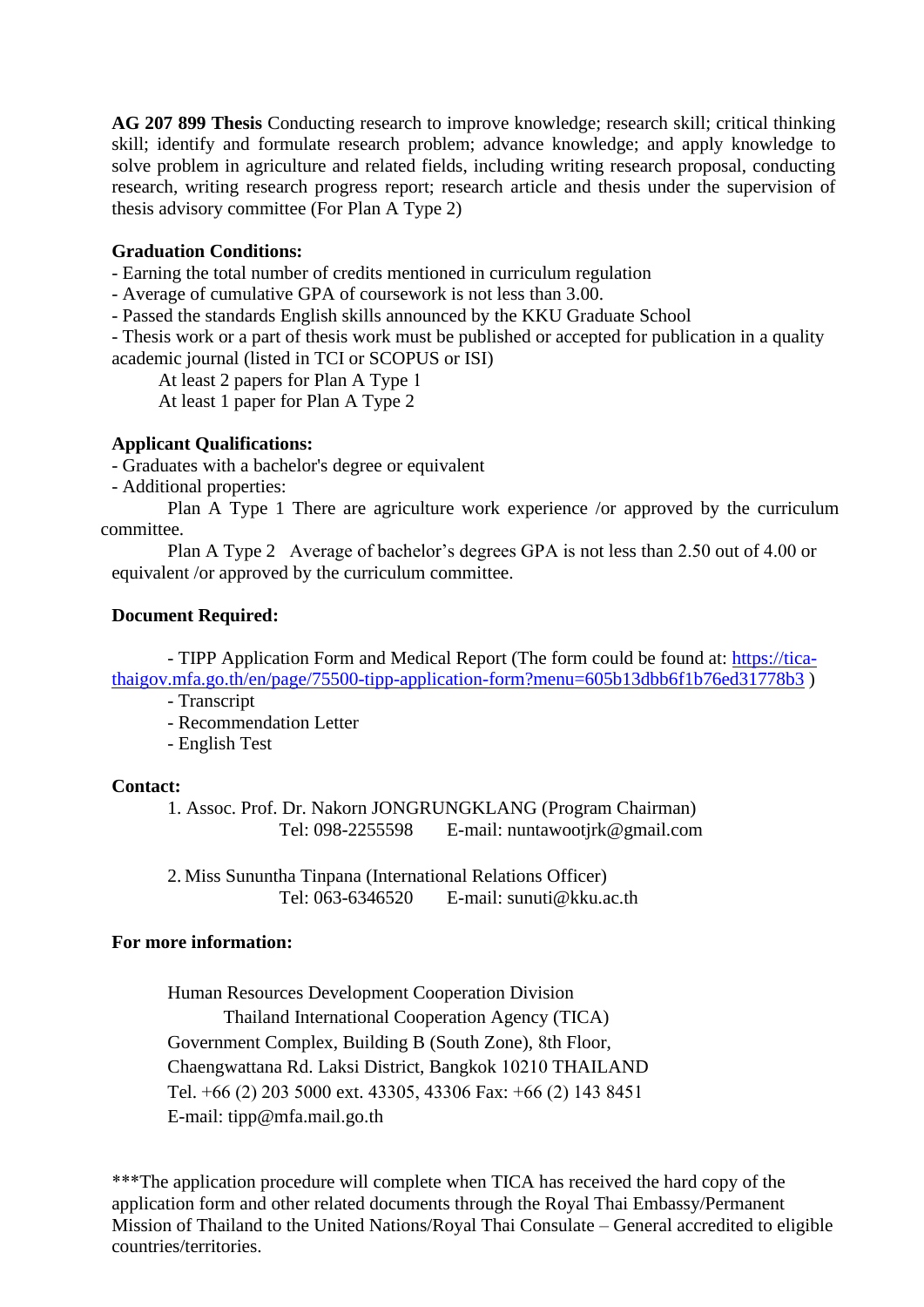**AG 207 899 Thesis** Conducting research to improve knowledge; research skill; critical thinking skill; identify and formulate research problem; advance knowledge; and apply knowledge to solve problem in agriculture and related fields, including writing research proposal, conducting research, writing research progress report; research article and thesis under the supervision of thesis advisory committee (For Plan A Type 2)

**Graduation Conditions:**

- Earning the total number of credits mentioned in curriculum regulation
- Average of cumulative GPA of coursework is not less than 3.00.
- Passed the standards English skills announced by the KKU Graduate School
- Thesis work or a part of thesis work must be published or accepted for publication in a quality academic journal (listed in TCI or SCOPUS or ISI)
  At least 2 papers for Plan A Type 1
  At least 1 paper for Plan A Type 2

**Applicant Qualifications:**

- Graduates with a bachelor's degree or equivalent
- Additional properties:

Plan A Type 1 There are agriculture work experience /or approved by the curriculum committee.

Plan A Type 2 Average of bachelor's degrees GPA is not less than 2.50 out of 4.00 or equivalent /or approved by the curriculum committee.

**Document Required:**

- TIPP Application Form and Medical Report (The form could be found at: [https://tica-thaigov.mfa.go.th/en/page/75500-tipp-application-form?menu=605b13dbb6f1b76ed31778b3](https://tica-thaigov.mfa.go.th/en/page/75500-tipp-application-form?menu=605b13dbb6f1b76ed31778b3) )
- Transcript
- Recommendation Letter
- English Test

**Contact:**

1. Assoc. Prof. Dr. Nakorn JONGRUNGKLANG (Program Chairman)
   Tel: 098-2255598 E-mail: nuntawootjrk@gmail.com

2. Miss Sununtha Tinpana (International Relations Officer)
   Tel: 063-6346520 E-mail: sunuti@kku.ac.th

**For more information:**

Human Resources Development Cooperation Division
Thailand International Cooperation Agency (TICA)
Government Complex, Building B (South Zone), 8th Floor,
Chaengwattana Rd. Laksi District, Bangkok 10210 THAILAND
Tel. +66 (2) 203 5000 ext. 43305, 43306 Fax: +66 (2) 143 8451
E-mail: tipp@mfa.mail.go.th

***The application procedure will complete when TICA has received the hard copy of the application form and other related documents through the Royal Thai Embassy/Permanent Mission of Thailand to the United Nations/Royal Thai Consulate – General accredited to eligible countries/territories.